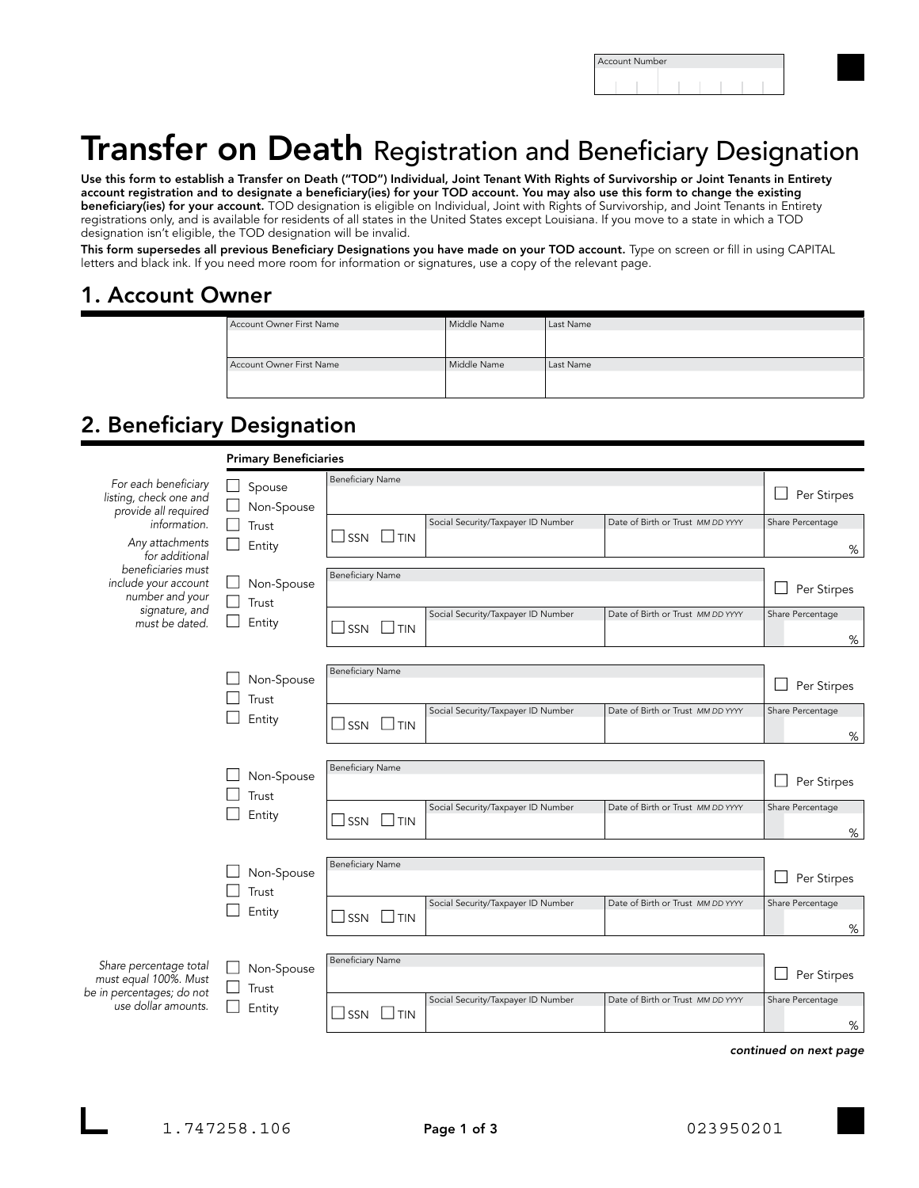Account Number

# Transfer on Death Registration and Beneficiary Designation

**Use this form to establish a Transfer on Death ("TOD") Individual, Joint Tenant With Rights of Survivorship or Joint Tenants in Entirety account registration and to designate a beneficiary(ies) for your TOD account. You may also use this form to change the existing beneficiary(ies) for your account.** TOD designation is eligible on Individual, Joint with Rights of Survivorship, and Joint Tenants in Entirety registrations only, and is available for residents of all states in the United States except Louisiana. If you move to a state in which a TOD designation isn't eligible, the TOD designation will be invalid.

**This form supersedes all previous Beneficiary Designations you have made on your TOD account.** Type on screen or fill in using CAPITAL letters and black ink. If you need more room for information or signatures, use a copy of the relevant page.

## 1. Account Owner

| Account Owner First Name | Middle Name | Last Name |
|---|---|---|
| | | |

| Account Owner First Name | Middle Name | Last Name |
|---|---|---|
| | | |

## 2. Beneficiary Designation

*For each beneficiary listing, check one and provide all required information.*

*Any attachments for additional beneficiaries must include your account number and your signature, and must be dated.*

**Primary Beneficiaries**

☐ Spouse ☐ Non-Spouse ☐ Trust ☐ Entity

| Beneficiary Name | | | ☐ Per Stirpes |
|---|---|---|---|
| ☐ SSN ☐ TIN | Social Security/Taxpayer ID Number | Date of Birth or Trust *MM DD YYYY* | Share Percentage % |

☐ Non-Spouse ☐ Trust ☐ Entity

| Beneficiary Name | | | ☐ Per Stirpes |
|---|---|---|---|
| ☐ SSN ☐ TIN | Social Security/Taxpayer ID Number | Date of Birth or Trust *MM DD YYYY* | Share Percentage % |

☐ Non-Spouse ☐ Trust ☐ Entity

| Beneficiary Name | | | ☐ Per Stirpes |
|---|---|---|---|
| ☐ SSN ☐ TIN | Social Security/Taxpayer ID Number | Date of Birth or Trust *MM DD YYYY* | Share Percentage % |

☐ Non-Spouse ☐ Trust ☐ Entity

| Beneficiary Name | | | ☐ Per Stirpes |
|---|---|---|---|
| ☐ SSN ☐ TIN | Social Security/Taxpayer ID Number | Date of Birth or Trust *MM DD YYYY* | Share Percentage % |

☐ Non-Spouse ☐ Trust ☐ Entity

| Beneficiary Name | | | ☐ Per Stirpes |
|---|---|---|---|
| ☐ SSN ☐ TIN | Social Security/Taxpayer ID Number | Date of Birth or Trust *MM DD YYYY* | Share Percentage % |

*Share percentage total must equal 100%. Must be in percentages; do not use dollar amounts.*

☐ Non-Spouse ☐ Trust ☐ Entity

| Beneficiary Name | | | ☐ Per Stirpes |
|---|---|---|---|
| ☐ SSN ☐ TIN | Social Security/Taxpayer ID Number | Date of Birth or Trust *MM DD YYYY* | Share Percentage % |

***continued on next page***

1.747258.106 023950201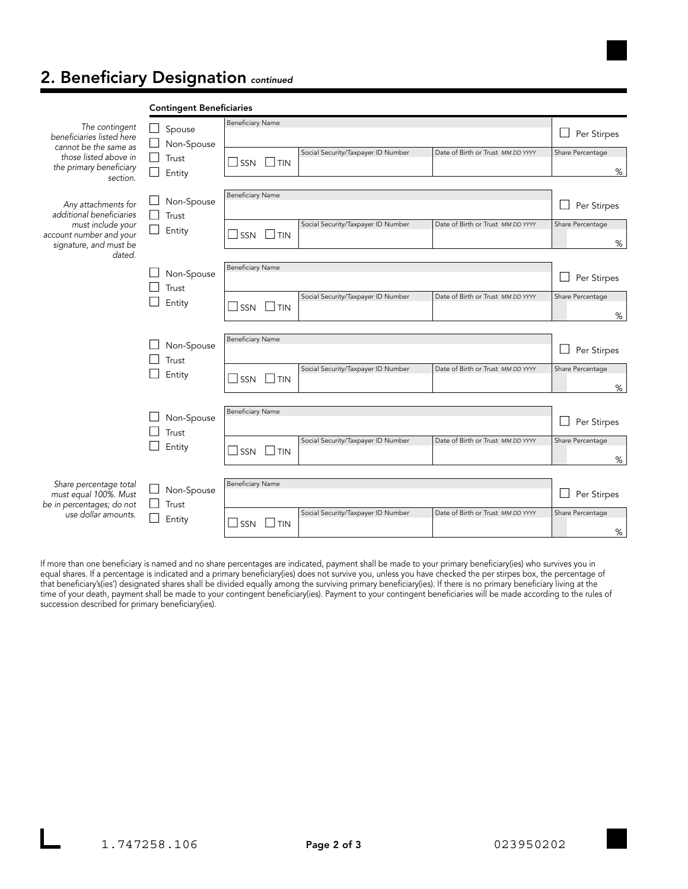## 2. Beneficiary Designation *continued*

### Contingent Beneficiaries

*The contingent beneficiaries listed here cannot be the same as those listed above in the primary beneficiary section.*

*Any attachments for additional beneficiaries must include your account number and your signature, and must be dated.*

*Share percentage total must equal 100%. Must be in percentages; do not use dollar amounts.*

| Type | Beneficiary Name | Social Security/Taxpayer ID Number | Date of Birth or Trust *MM DD YYYY* | Share Percentage |
|---|---|---|---|---|
| ☐ Spouse ☐ Non-Spouse ☐ Trust ☐ Entity | | ☐ SSN ☐ TIN | | ☐ Per Stirpes %  |
| ☐ Non-Spouse ☐ Trust ☐ Entity | | ☐ SSN ☐ TIN | | ☐ Per Stirpes %  |
| ☐ Non-Spouse ☐ Trust ☐ Entity | | ☐ SSN ☐ TIN | | ☐ Per Stirpes %  |
| ☐ Non-Spouse ☐ Trust ☐ Entity | | ☐ SSN ☐ TIN | | ☐ Per Stirpes %  |
| ☐ Non-Spouse ☐ Trust ☐ Entity | | ☐ SSN ☐ TIN | | ☐ Per Stirpes %  |
| ☐ Non-Spouse ☐ Trust ☐ Entity | | ☐ SSN ☐ TIN | | ☐ Per Stirpes %  |

If more than one beneficiary is named and no share percentages are indicated, payment shall be made to your primary beneficiary(ies) who survives you in equal shares. If a percentage is indicated and a primary beneficiary(ies) does not survive you, unless you have checked the per stirpes box, the percentage of that beneficiary's(ies') designated shares shall be divided equally among the surviving primary beneficiary(ies). If there is no primary beneficiary living at the time of your death, payment shall be made to your contingent beneficiary(ies). Payment to your contingent beneficiaries will be made according to the rules of succession described for primary beneficiary(ies).

1.747258.106 023950202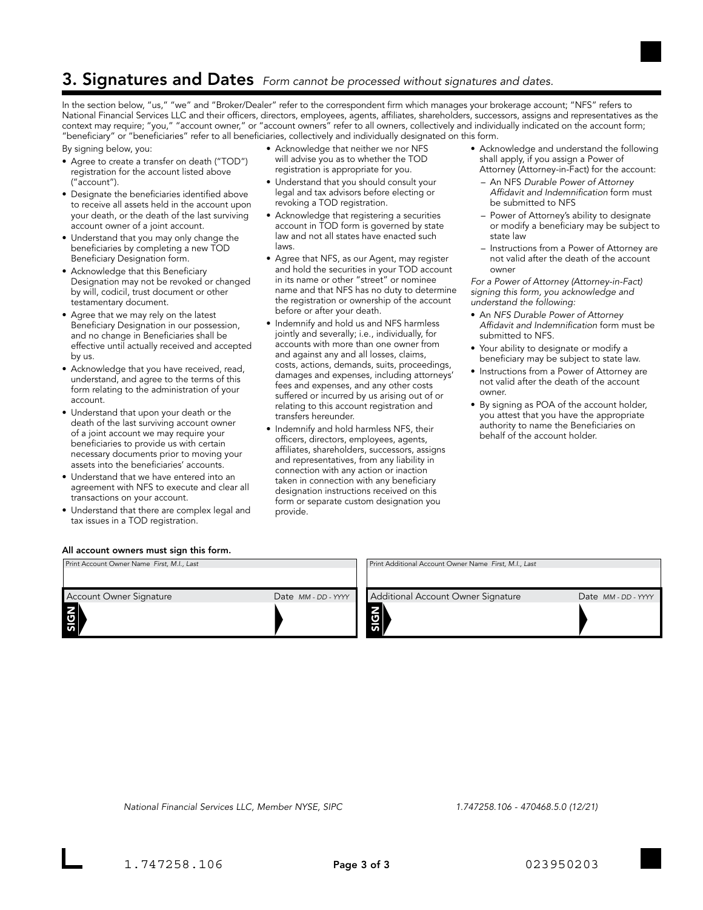## 3. Signatures and Dates *Form cannot be processed without signatures and dates.*

In the section below, "us," "we" and "Broker/Dealer" refer to the correspondent firm which manages your brokerage account; "NFS" refers to National Financial Services LLC and their officers, directors, employees, agents, affiliates, shareholders, successors, assigns and representatives as the context may require; "you," "account owner," or "account owners" refer to all owners, collectively and individually indicated on the account form; "beneficiary" or "beneficiaries" refer to all beneficiaries, collectively and individually designated on this form.

By signing below, you:

- Agree to create a transfer on death ("TOD") registration for the account listed above ("account").
- Designate the beneficiaries identified above to receive all assets held in the account upon your death, or the death of the last surviving account owner of a joint account.
- Understand that you may only change the beneficiaries by completing a new TOD Beneficiary Designation form.
- Acknowledge that this Beneficiary Designation may not be revoked or changed by will, codicil, trust document or other testamentary document.
- Agree that we may rely on the latest Beneficiary Designation in our possession, and no change in Beneficiaries shall be effective until actually received and accepted by us.
- Acknowledge that you have received, read, understand, and agree to the terms of this form relating to the administration of your account.
- Understand that upon your death or the death of the last surviving account owner of a joint account we may require your beneficiaries to provide us with certain necessary documents prior to moving your assets into the beneficiaries' accounts.
- Understand that we have entered into an agreement with NFS to execute and clear all transactions on your account.
- Understand that there are complex legal and tax issues in a TOD registration.
- Acknowledge that neither we nor NFS will advise you as to whether the TOD registration is appropriate for you.
- Understand that you should consult your legal and tax advisors before electing or revoking a TOD registration.
- Acknowledge that registering a securities account in TOD form is governed by state law and not all states have enacted such laws.
- Agree that NFS, as our Agent, may register and hold the securities in your TOD account in its name or other "street" or nominee name and that NFS has no duty to determine the registration or ownership of the account before or after your death.
- Indemnify and hold us and NFS harmless jointly and severally; i.e., individually, for accounts with more than one owner from and against any and all losses, claims, costs, actions, demands, suits, proceedings, damages and expenses, including attorneys' fees and expenses, and any other costs suffered or incurred by us arising out of or relating to this account registration and transfers hereunder.
- Indemnify and hold harmless NFS, their officers, directors, employees, agents, affiliates, shareholders, successors, assigns and representatives, from any liability in connection with any action or inaction taken in connection with any beneficiary designation instructions received on this form or separate custom designation you provide.
- Acknowledge and understand the following shall apply, if you assign a Power of Attorney (Attorney-in-Fact) for the account:
  - An NFS *Durable Power of Attorney Affidavit and Indemnification* form must be submitted to NFS
  - Power of Attorney's ability to designate or modify a beneficiary may be subject to state law
  - Instructions from a Power of Attorney are not valid after the death of the account owner

*For a Power of Attorney (Attorney-in-Fact) signing this form, you acknowledge and understand the following:*

- An *NFS Durable Power of Attorney Affidavit and Indemnification* form must be submitted to NFS.
- Your ability to designate or modify a beneficiary may be subject to state law.
- Instructions from a Power of Attorney are not valid after the death of the account owner.
- By signing as POA of the account holder, you attest that you have the appropriate authority to name the Beneficiaries on behalf of the account holder.

**All account owners must sign this form.**

| Print Account Owner Name *First, M.I., Last* | | Print Additional Account Owner Name *First, M.I., Last* | |
|---|---|---|---|
| | | | |
| Account Owner Signature | Date *MM - DD - YYYY* | Additional Account Owner Signature | Date *MM - DD - YYYY* |
| SIGN | | SIGN | |

*National Financial Services LLC, Member NYSE, SIPC*

*1.747258.106 - 470468.5.0 (12/21)*